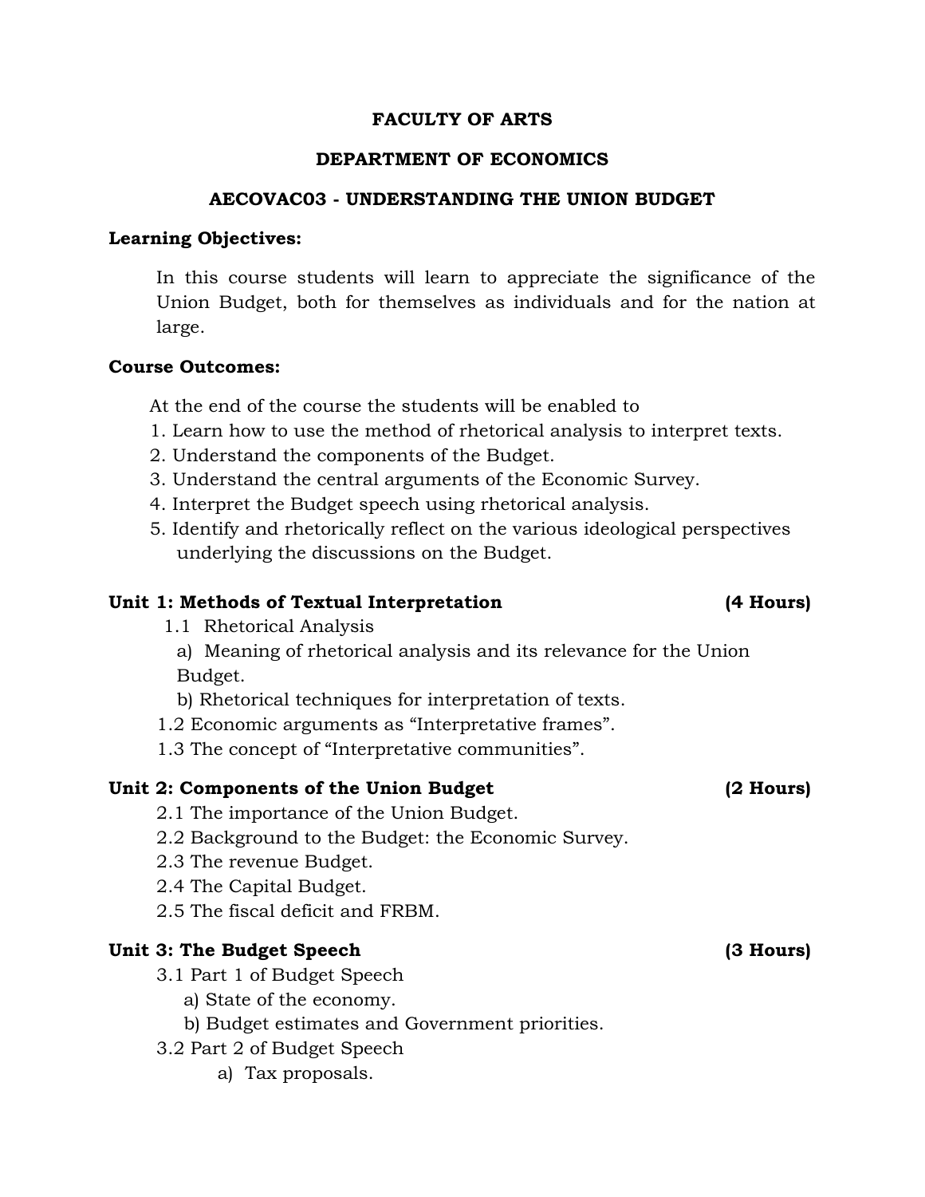**FACULTY OF ARTS**

**DEPARTMENT OF ECONOMICS**

**AECOVAC03 - UNDERSTANDING THE UNION BUDGET**

**Learning Objectives:**

In this course students will learn to appreciate the significance of the Union Budget, both for themselves as individuals and for the nation at large.

**Course Outcomes:**

At the end of the course the students will be enabled to

1. Learn how to use the method of rhetorical analysis to interpret texts.
2. Understand the components of the Budget.
3. Understand the central arguments of the Economic Survey.
4. Interpret the Budget speech using rhetorical analysis.
5. Identify and rhetorically reflect on the various ideological perspectives underlying the discussions on the Budget.

**Unit 1: Methods of Textual Interpretation (4 Hours)**

1.1 Rhetorical Analysis
   a) Meaning of rhetorical analysis and its relevance for the Union Budget.
   b) Rhetorical techniques for interpretation of texts.

1.2 Economic arguments as "Interpretative frames".

1.3 The concept of "Interpretative communities".

**Unit 2: Components of the Union Budget (2 Hours)**

2.1 The importance of the Union Budget.

2.2 Background to the Budget: the Economic Survey.

2.3 The revenue Budget.

2.4 The Capital Budget.

2.5 The fiscal deficit and FRBM.

**Unit 3: The Budget Speech (3 Hours)**

3.1 Part 1 of Budget Speech
   a) State of the economy.
   b) Budget estimates and Government priorities.

3.2 Part 2 of Budget Speech
   a) Tax proposals.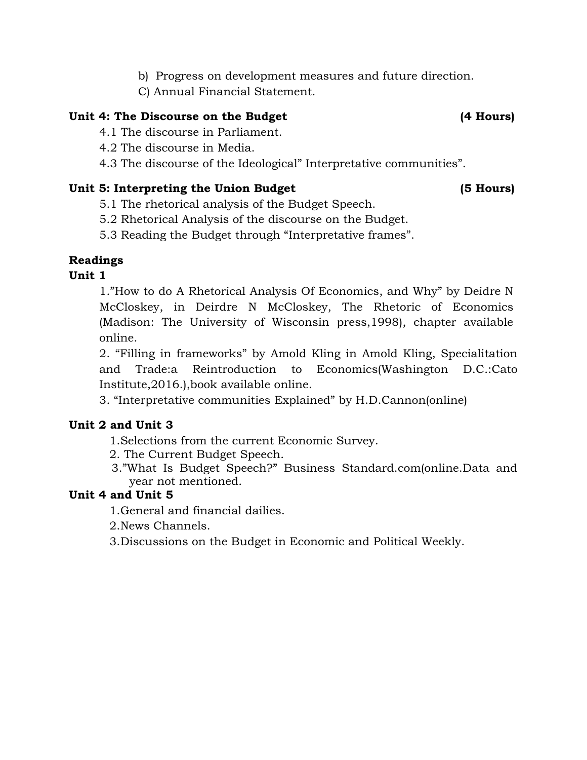b) Progress on development measures and future direction.

C) Annual Financial Statement.

**Unit 4: The Discourse on the Budget (4 Hours)**

4.1 The discourse in Parliament.

4.2 The discourse in Media.

4.3 The discourse of the Ideological” Interpretative communities”.

**Unit 5: Interpreting the Union Budget (5 Hours)**

5.1 The rhetorical analysis of the Budget Speech.

5.2 Rhetorical Analysis of the discourse on the Budget.

5.3 Reading the Budget through “Interpretative frames”.

**Readings**

**Unit 1**

1.”How to do A Rhetorical Analysis Of Economics, and Why” by Deidre N McCloskey, in Deirdre N McCloskey, The Rhetoric of Economics (Madison: The University of Wisconsin press,1998), chapter available online.

2. “Filling in frameworks” by Amold Kling in Amold Kling, Specialitation and Trade:a Reintroduction to Economics(Washington D.C.:Cato Institute,2016.),book available online.

3. “Interpretative communities Explained” by H.D.Cannon(online)

**Unit 2 and Unit 3**

1.Selections from the current Economic Survey.

2. The Current Budget Speech.

3.”What Is Budget Speech?” Business Standard.com(online.Data and year not mentioned.

**Unit 4 and Unit 5**

1.General and financial dailies.

2.News Channels.

3.Discussions on the Budget in Economic and Political Weekly.